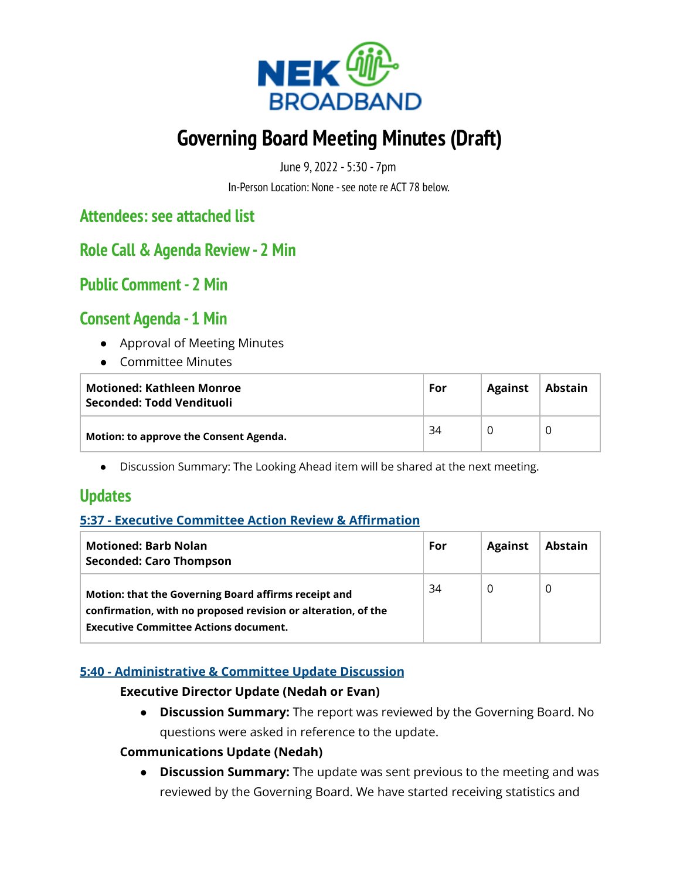# Governing Board Meeting Minutes (Draft)

June 9, 2022 - 5:30 - 7pm

In-Person Location: None - see note re ACT 78 below.

## Attendees: see attached list

## Role Call & Agenda Review - 2 Min

## Public Comment - 2 Min

## Consent Agenda - 1 Min

- Approval of Meeting Minutes
- Committee Minutes

| **Motioned: Kathleen Monroe**<br>**Seconded: Todd Vendituoli** | **For** | **Against** | **Abstain** |
|---|---|---|---|
| **Motion: to approve the Consent Agenda.** | 34 | 0 | 0 |

- Discussion Summary: The Looking Ahead item will be shared at the next meeting.

## Updates

### 5:37 - Executive Committee Action Review & Affirmation

| **Motioned: Barb Nolan**<br>**Seconded: Caro Thompson** | **For** | **Against** | **Abstain** |
|---|---|---|---|
| **Motion: that the Governing Board affirms receipt and confirmation, with no proposed revision or alteration, of the Executive Committee Actions document.** | 34 | 0 | 0 |

### 5:40 - Administrative & Committee Update Discussion

**Executive Director Update (Nedah or Evan)**

- **Discussion Summary:** The report was reviewed by the Governing Board. No questions were asked in reference to the update.

**Communications Update (Nedah)**

- **Discussion Summary:** The update was sent previous to the meeting and was reviewed by the Governing Board. We have started receiving statistics and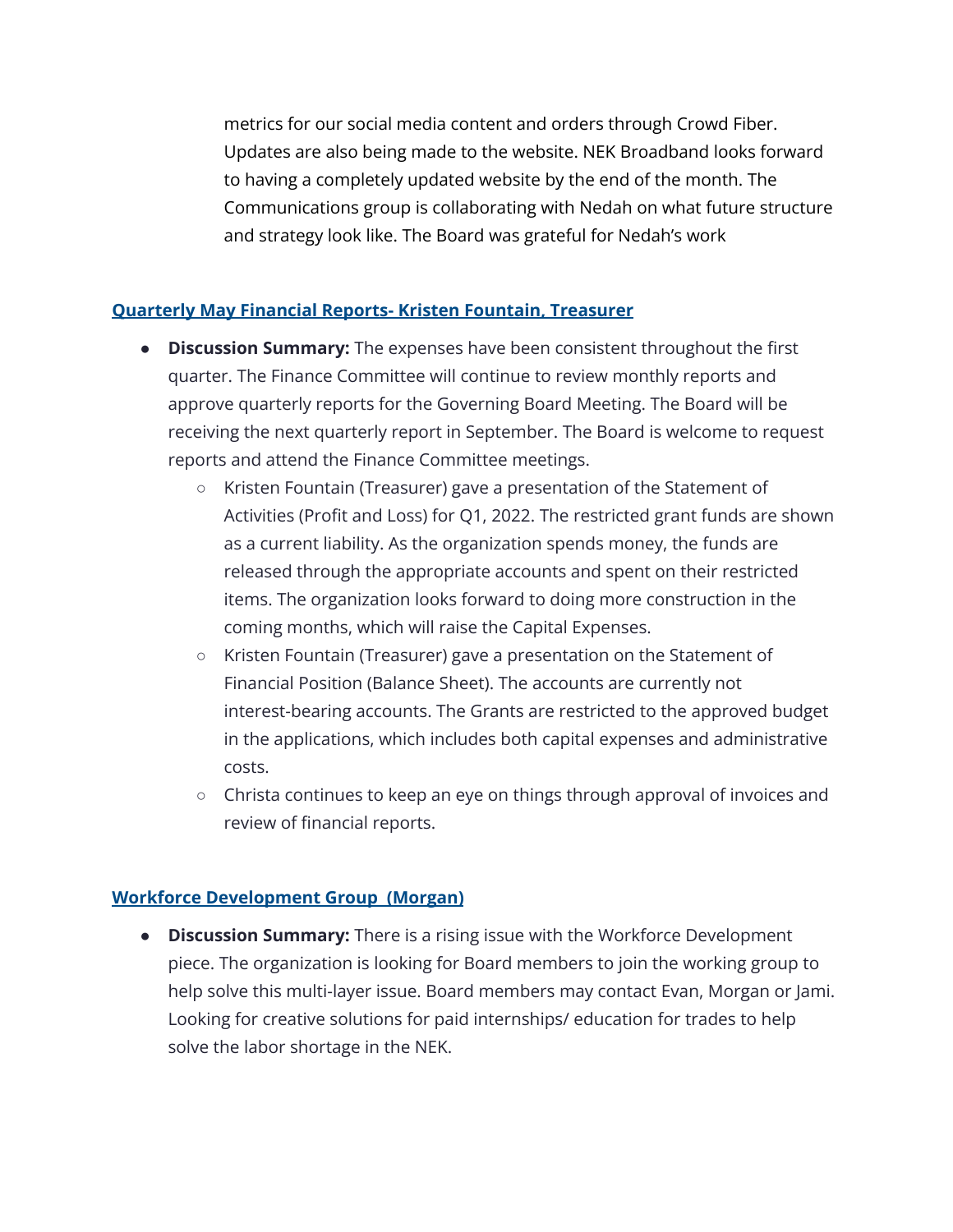metrics for our social media content and orders through Crowd Fiber. Updates are also being made to the website. NEK Broadband looks forward to having a completely updated website by the end of the month. The Communications group is collaborating with Nedah on what future structure and strategy look like. The Board was grateful for Nedah's work

## Quarterly May Financial Reports- Kristen Fountain, Treasurer

- **Discussion Summary:** The expenses have been consistent throughout the first quarter. The Finance Committee will continue to review monthly reports and approve quarterly reports for the Governing Board Meeting. The Board will be receiving the next quarterly report in September. The Board is welcome to request reports and attend the Finance Committee meetings.
    - Kristen Fountain (Treasurer) gave a presentation of the Statement of Activities (Profit and Loss) for Q1, 2022. The restricted grant funds are shown as a current liability. As the organization spends money, the funds are released through the appropriate accounts and spent on their restricted items. The organization looks forward to doing more construction in the coming months, which will raise the Capital Expenses.
    - Kristen Fountain (Treasurer) gave a presentation on the Statement of Financial Position (Balance Sheet). The accounts are currently not interest-bearing accounts. The Grants are restricted to the approved budget in the applications, which includes both capital expenses and administrative costs.
    - Christa continues to keep an eye on things through approval of invoices and review of financial reports.

## Workforce Development Group (Morgan)

- **Discussion Summary:** There is a rising issue with the Workforce Development piece. The organization is looking for Board members to join the working group to help solve this multi-layer issue. Board members may contact Evan, Morgan or Jami. Looking for creative solutions for paid internships/ education for trades to help solve the labor shortage in the NEK.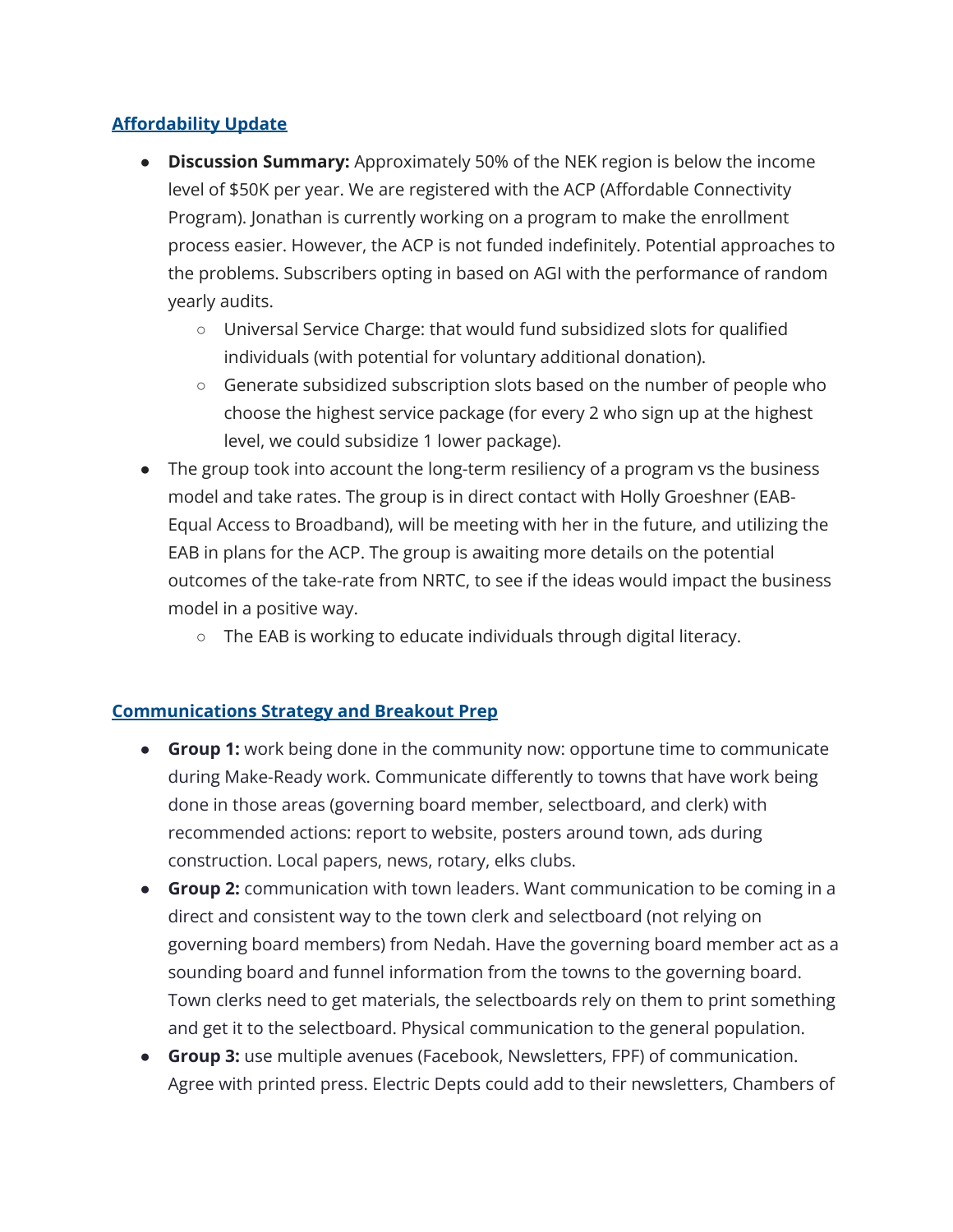## Affordability Update

- **Discussion Summary:** Approximately 50% of the NEK region is below the income level of $50K per year. We are registered with the ACP (Affordable Connectivity Program). Jonathan is currently working on a program to make the enrollment process easier. However, the ACP is not funded indefinitely. Potential approaches to the problems. Subscribers opting in based on AGI with the performance of random yearly audits.
  - Universal Service Charge: that would fund subsidized slots for qualified individuals (with potential for voluntary additional donation).
  - Generate subsidized subscription slots based on the number of people who choose the highest service package (for every 2 who sign up at the highest level, we could subsidize 1 lower package).
- The group took into account the long-term resiliency of a program vs the business model and take rates. The group is in direct contact with Holly Groeshner (EAB-Equal Access to Broadband), will be meeting with her in the future, and utilizing the EAB in plans for the ACP. The group is awaiting more details on the potential outcomes of the take-rate from NRTC, to see if the ideas would impact the business model in a positive way.
  - The EAB is working to educate individuals through digital literacy.

## Communications Strategy and Breakout Prep

- **Group 1:** work being done in the community now: opportune time to communicate during Make-Ready work. Communicate differently to towns that have work being done in those areas (governing board member, selectboard, and clerk) with recommended actions: report to website, posters around town, ads during construction. Local papers, news, rotary, elks clubs.
- **Group 2:** communication with town leaders. Want communication to be coming in a direct and consistent way to the town clerk and selectboard (not relying on governing board members) from Nedah. Have the governing board member act as a sounding board and funnel information from the towns to the governing board. Town clerks need to get materials, the selectboards rely on them to print something and get it to the selectboard. Physical communication to the general population.
- **Group 3:** use multiple avenues (Facebook, Newsletters, FPF) of communication. Agree with printed press. Electric Depts could add to their newsletters, Chambers of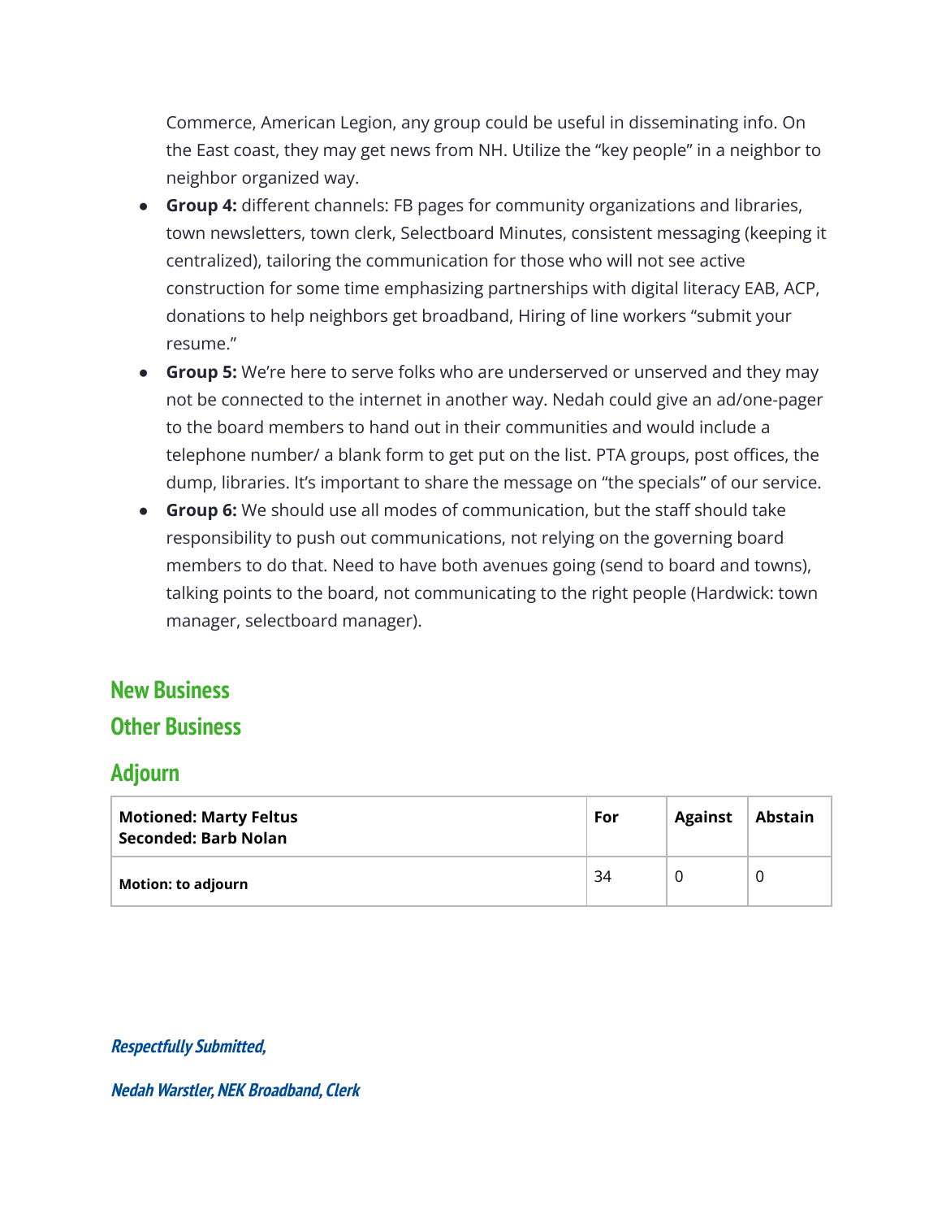Commerce, American Legion, any group could be useful in disseminating info. On the East coast, they may get news from NH. Utilize the "key people" in a neighbor to neighbor organized way.

- **Group 4:** different channels: FB pages for community organizations and libraries, town newsletters, town clerk, Selectboard Minutes, consistent messaging (keeping it centralized), tailoring the communication for those who will not see active construction for some time emphasizing partnerships with digital literacy EAB, ACP, donations to help neighbors get broadband, Hiring of line workers "submit your resume."
- **Group 5:** We're here to serve folks who are underserved or unserved and they may not be connected to the internet in another way. Nedah could give an ad/one-pager to the board members to hand out in their communities and would include a telephone number/ a blank form to get put on the list. PTA groups, post offices, the dump, libraries. It's important to share the message on "the specials" of our service.
- **Group 6:** We should use all modes of communication, but the staff should take responsibility to push out communications, not relying on the governing board members to do that. Need to have both avenues going (send to board and towns), talking points to the board, not communicating to the right people (Hardwick: town manager, selectboard manager).

## New Business

## Other Business

## Adjourn

| **Motioned: Marty Feltus**<br>**Seconded: Barb Nolan** | **For** | **Against** | **Abstain** |
|---|---|---|---|
| **Motion: to adjourn** | 34 | 0 | 0 |

***Respectfully Submitted,***

***Nedah Warstler, NEK Broadband, Clerk***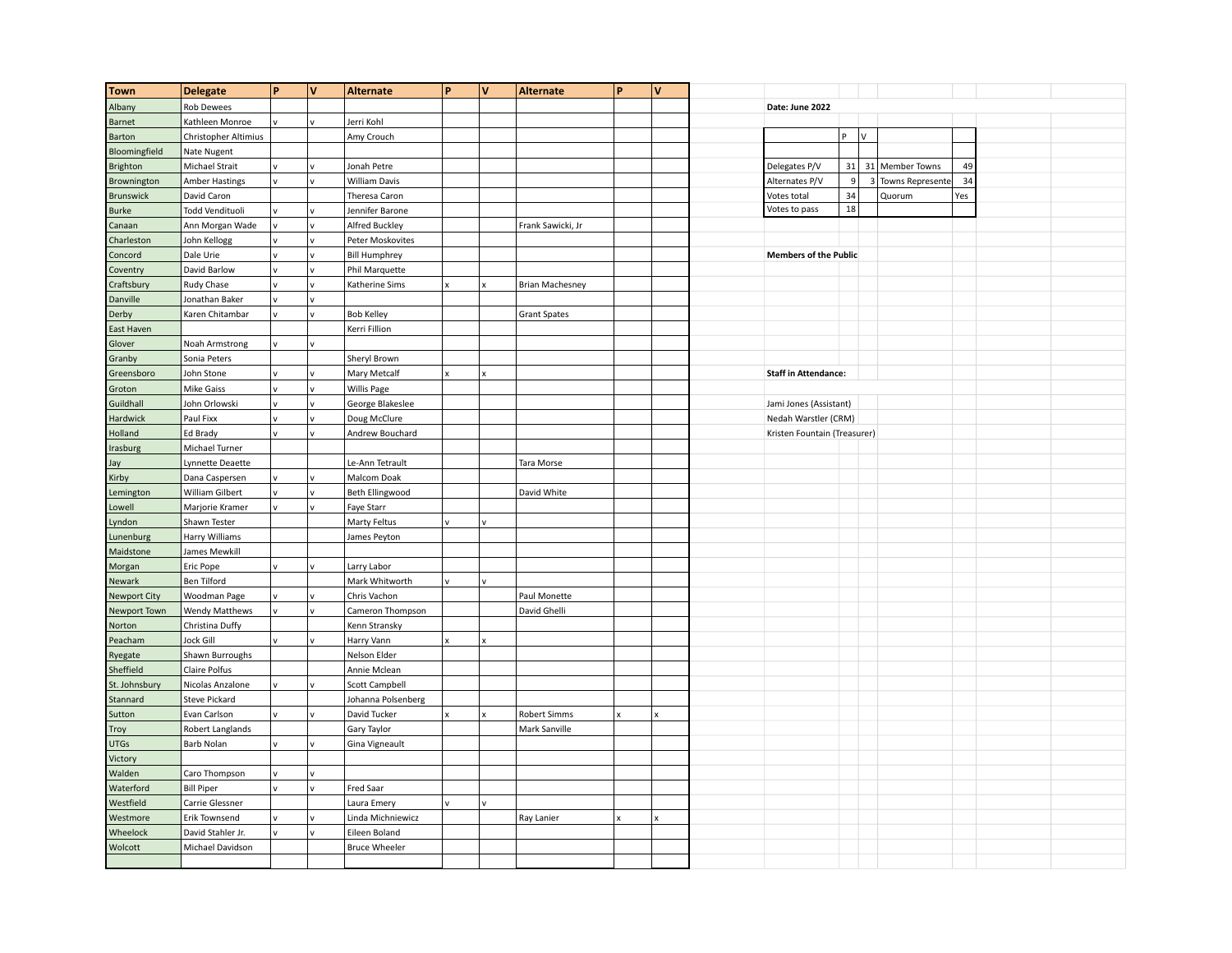| Town | Delegate | P | V | Alternate | P | V | Alternate | P | V |
|---|---|---|---|---|---|---|---|---|---|
| Albany | Rob Dewees | | | | | | | | |
| Barnet | Kathleen Monroe | v | v | Jerri Kohl | | | | | |
| Barton | Christopher Altimius | | | Amy Crouch | | | | | |
| Bloomingfield | Nate Nugent | | | | | | | | |
| Brighton | Michael Strait | v | v | Jonah Petre | | | | | |
| Brownington | Amber Hastings | v | v | William Davis | | | | | |
| Brunswick | David Caron | | | Theresa Caron | | | | | |
| Burke | Todd Vendituoli | v | v | Jennifer Barone | | | | | |
| Canaan | Ann Morgan Wade | v | v | Alfred Buckley | | | Frank Sawicki, Jr | | |
| Charleston | John Kellogg | v | v | Peter Moskovites | | | | | |
| Concord | Dale Urie | v | v | Bill Humphrey | | | | | |
| Coventry | David Barlow | v | v | Phil Marquette | | | | | |
| Craftsbury | Rudy Chase | v | v | Katherine Sims | x | x | Brian Machesney | | |
| Danville | Jonathan Baker | v | v | | | | | | |
| Derby | Karen Chitambar | v | v | Bob Kelley | | | Grant Spates | | |
| East Haven | | | | Kerri Fillion | | | | | |
| Glover | Noah Armstrong | v | v | | | | | | |
| Granby | Sonia Peters | | | Sheryl Brown | | | | | |
| Greensboro | John Stone | v | v | Mary Metcalf | x | x | | | |
| Groton | Mike Gaiss | v | v | Willis Page | | | | | |
| Guildhall | John Orlowski | v | v | George Blakeslee | | | | | |
| Hardwick | Paul Fixx | v | v | Doug McClure | | | | | |
| Holland | Ed Brady | v | v | Andrew Bouchard | | | | | |
| Irasburg | Michael Turner | | | | | | | | |
| Jay | Lynnette Deaette | | | Le-Ann Tetrault | | | Tara Morse | | |
| Kirby | Dana Caspersen | v | v | Malcom Doak | | | | | |
| Lemington | William Gilbert | v | v | Beth Ellingwood | | | David White | | |
| Lowell | Marjorie Kramer | v | v | Faye Starr | | | | | |
| Lyndon | Shawn Tester | | | Marty Feltus | v | v | | | |
| Lunenburg | Harry Williams | | | James Peyton | | | | | |
| Maidstone | James Mewkill | | | | | | | | |
| Morgan | Eric Pope | v | v | Larry Labor | | | | | |
| Newark | Ben Tilford | | | Mark Whitworth | v | v | | | |
| Newport City | Woodman Page | v | v | Chris Vachon | | | Paul Monette | | |
| Newport Town | Wendy Matthews | v | v | Cameron Thompson | | | David Ghelli | | |
| Norton | Christina Duffy | | | Kenn Stransky | | | | | |
| Peacham | Jock Gill | v | v | Harry Vann | x | x | | | |
| Ryegate | Shawn Burroughs | | | Nelson Elder | | | | | |
| Sheffield | Claire Polfus | | | Annie Mclean | | | | | |
| St. Johnsbury | Nicolas Anzalone | v | v | Scott Campbell | | | | | |
| Stannard | Steve Pickard | | | Johanna Polsenberg | | | | | |
| Sutton | Evan Carlson | v | v | David Tucker | x | x | Robert Simms | x | x |
| Troy | Robert Langlands | | | Gary Taylor | | | Mark Sanville | | |
| UTGs | Barb Nolan | v | v | Gina Vigneault | | | | | |
| Victory | | | | | | | | | |
| Walden | Caro Thompson | v | v | | | | | | |
| Waterford | Bill Piper | v | v | Fred Saar | | | | | |
| Westfield | Carrie Glessner | | | Laura Emery | v | v | | | |
| Westmore | Erik Townsend | v | v | Linda Michniewicz | | | Ray Lanier | x | x |
| Wheelock | David Stahler Jr. | v | v | Eileen Boland | | | | | |
| Wolcott | Michael Davidson | | | Bruce Wheeler | | | | | |

**Date: June 2022**

| | P | V | | |
|---|---|---|---|---|
| Delegates P/V | 31 | 31 | Member Towns | 49 |
| Alternates P/V | 9 | 3 | Towns Represente | 34 |
| Votes total | 34 | | Quorum | Yes |
| Votes to pass | 18 | | | |

**Members of the Public**

**Staff in Attendance:**

Jami Jones (Assistant)

Nedah Warstler (CRM)

Kristen Fountain (Treasurer)